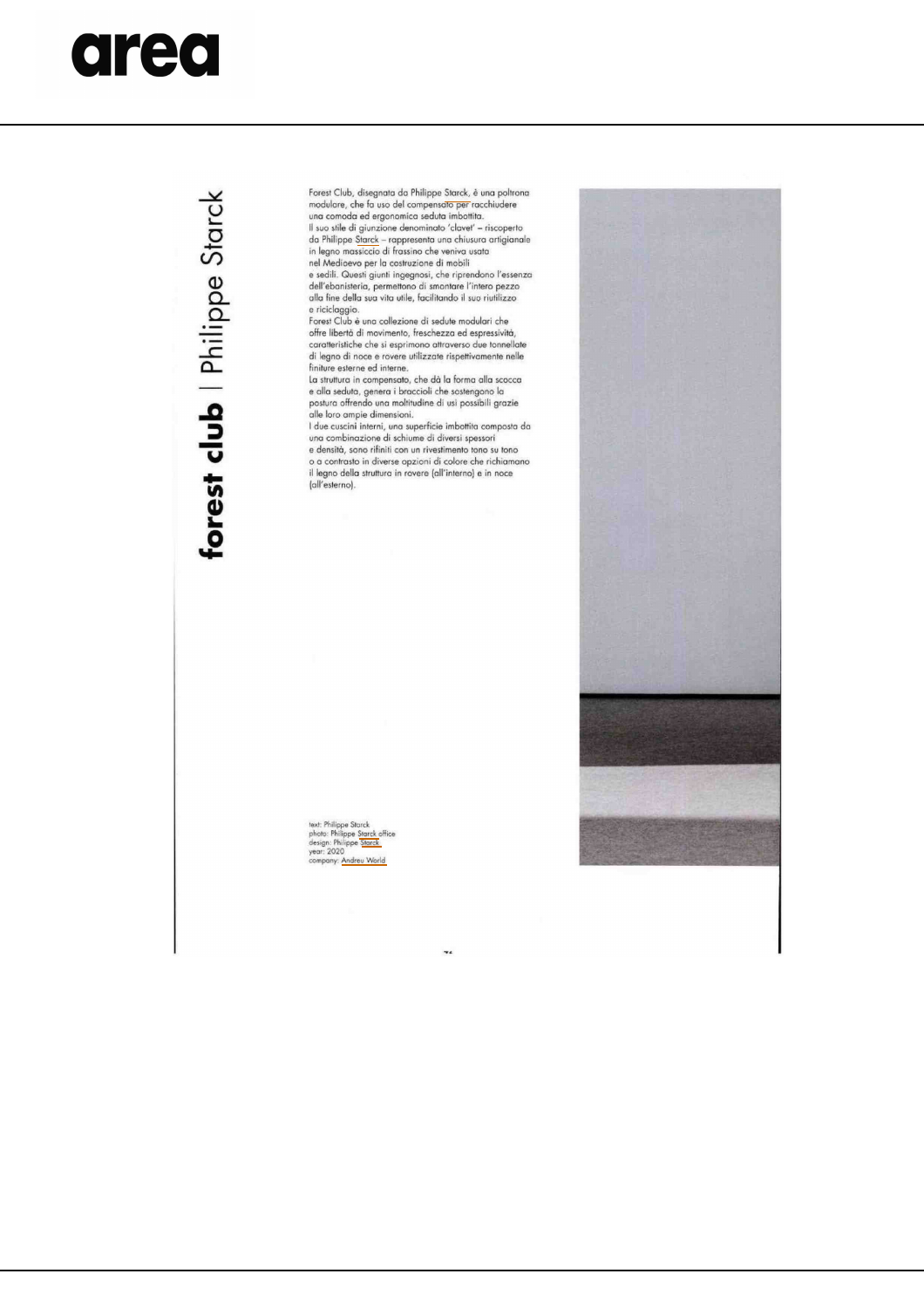# forest club | Philippe Starck

Forest Club, disegnata da Philippe Starck, è una poltrona modulare, che fa uso del compensato per racchiudere una comoda ed ergonomica seduta imbottita.
Il suo stile di giunzione denominato 'clavet' – riscoperto da Philippe Starck – rappresenta una chiusura artigianale in legno massiccio di frassino che veniva usata nel Medioevo per la costruzione di mobili e sedili. Questi giunti ingegnosi, che riprendono l'essenza dell'ebanisteria, permettono di smontare l'intero pezzo alla fine della sua vita utile, facilitando il suo riutilizzo e riciclaggio.
Forest Club è una collezione di sedute modulari che offre libertà di movimento, freschezza ed espressività, caratteristiche che si esprimono attraverso due tonnellate di legno di noce e rovere utilizzate rispettivamente nelle finiture esterne ed interne.
La struttura in compensato, che dà la forma alla scocca e alla seduta, genera i braccioli che sostengono la postura offrendo una moltitudine di usi possibili grazie alle loro ampie dimensioni.
I due cuscini interni, una superficie imbottita composta da una combinazione di schiume di diversi spessori e densità, sono rifiniti con un rivestimento tono su tono o a contrasto in diverse opzioni di colore che richiamano il legno della struttura in rovere (all'interno) e in noce (all'esterno).

text: Philippe Starck
photo: Philippe Starck office
design: Philippe Starck
year: 2020
company: Andreu World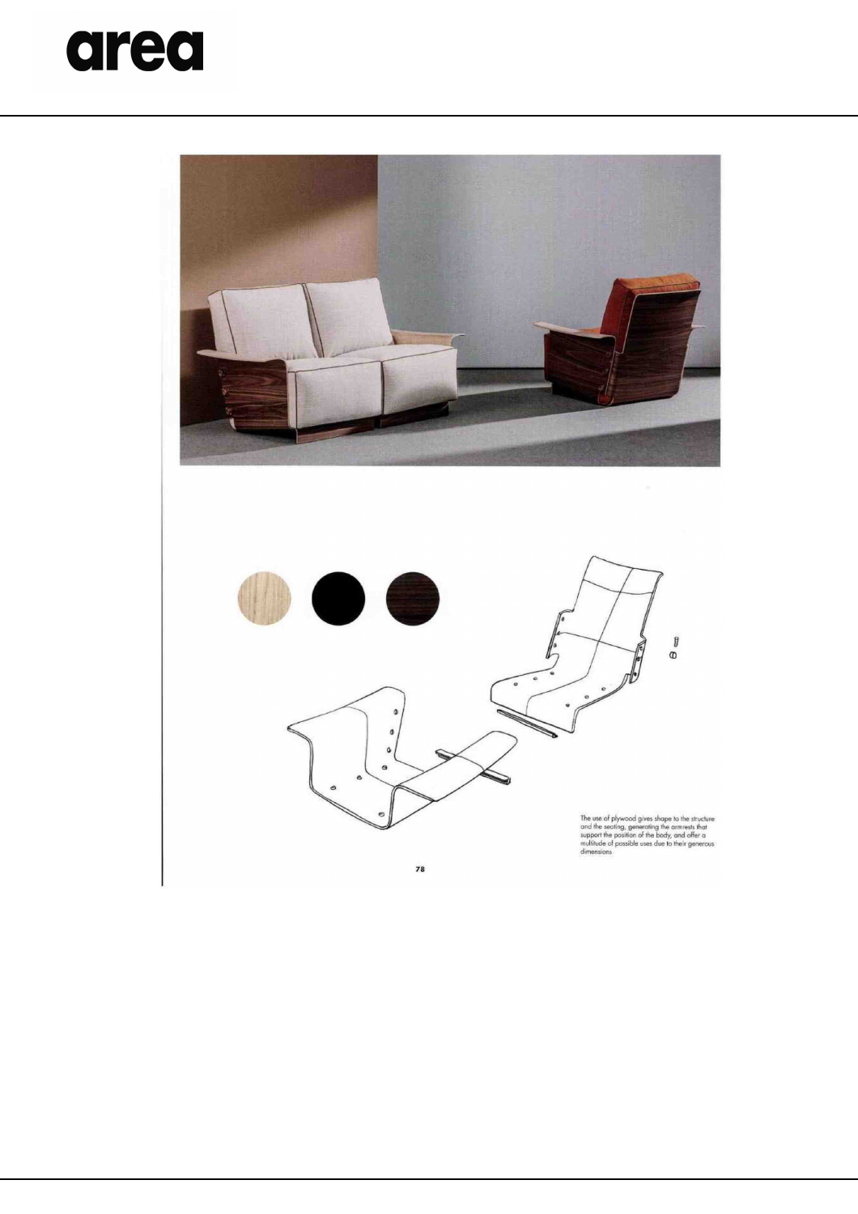The use of plywood gives shape to the structure and the seating, generating the armrests that support the position of the body, and offer a multitude of possible uses due to their generous dimensions.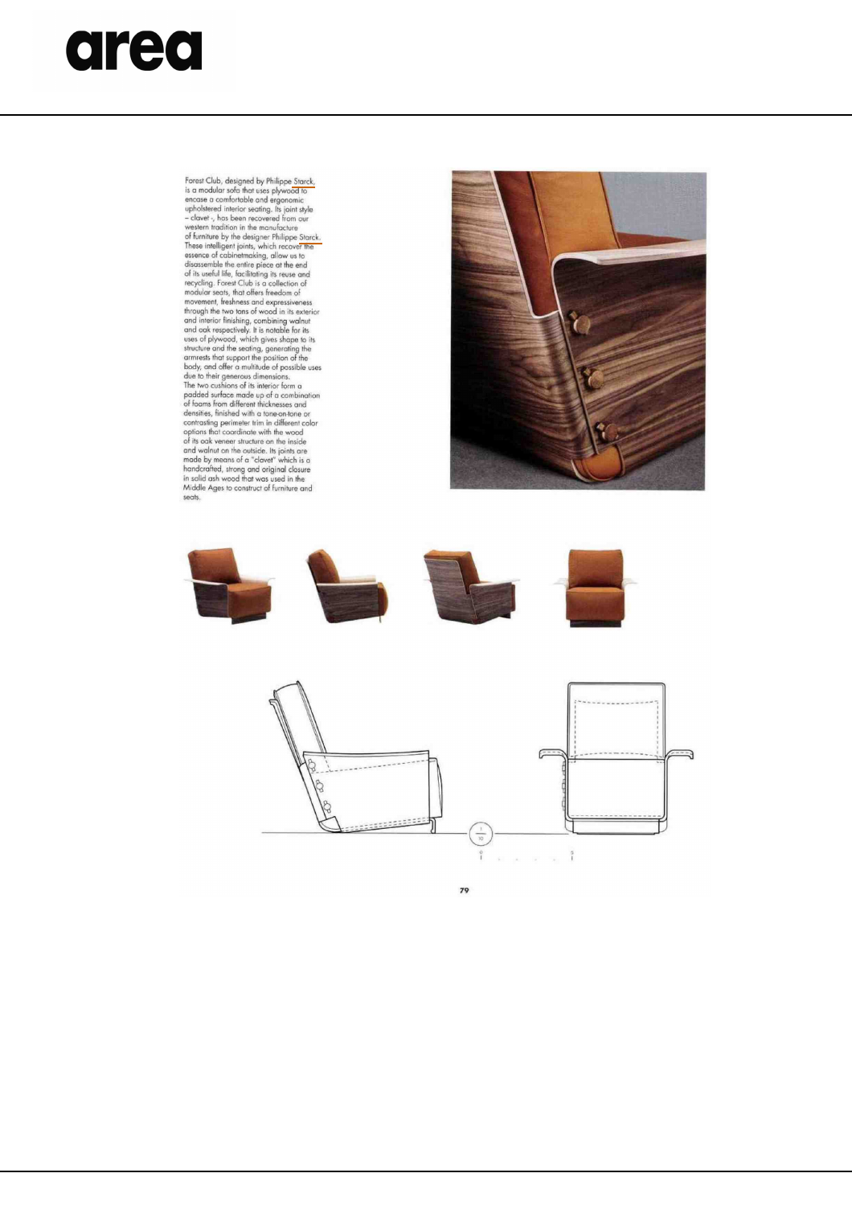Forest Club, designed by Philippe Starck, is a modular sofa that uses plywood to encase a comfortable and ergonomic upholstered interior seating. Its joint style – clavet -, has been recovered from our western tradition in the manufacture of furniture by the designer Philippe Starck. These intelligent joints, which recover the essence of cabinetmaking, allow us to disassemble the entire piece at the end of its useful life, facilitating its reuse and recycling. Forest Club is a collection of modular seats, that offers freedom of movement, freshness and expressiveness through the two tons of wood in its exterior and interior finishing, combining walnut and oak respectively. It is notable for its uses of plywood, which gives shape to its structure and the seating, generating the armrests that support the position of the body, and offer a multitude of possible uses due to their generous dimensions.

The two cushions of its interior form a padded surface made up of a combination of foams from different thicknesses and densities, finished with a tone-on-tone or contrasting perimeter trim in different color options that coordinate with the wood of its oak veneer structure on the inside and walnut on the outside. Its joints are made by means of a "clavet" which is a handcrafted, strong and original closure in solid ash wood that was used in the Middle Ages to construct of furniture and seats.